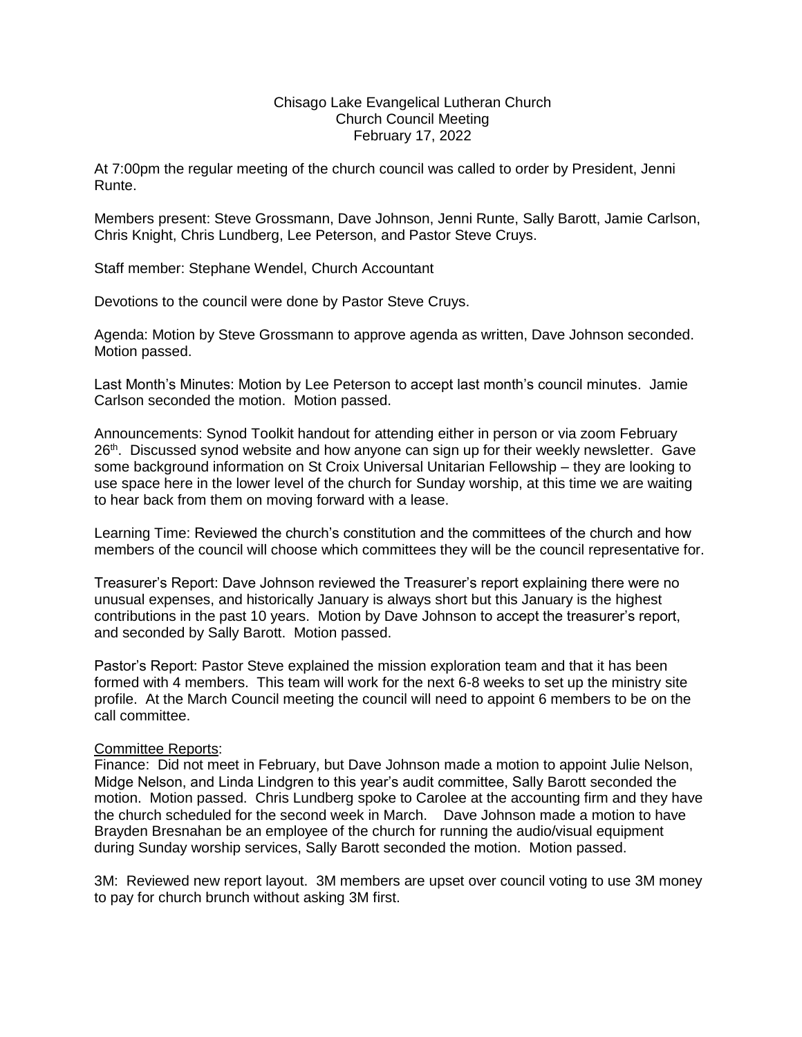Chisago Lake Evangelical Lutheran Church
Church Council Meeting
February 17, 2022

At 7:00pm the regular meeting of the church council was called to order by President, Jenni Runte.

Members present: Steve Grossmann, Dave Johnson, Jenni Runte, Sally Barott, Jamie Carlson, Chris Knight, Chris Lundberg, Lee Peterson, and Pastor Steve Cruys.

Staff member: Stephane Wendel, Church Accountant

Devotions to the council were done by Pastor Steve Cruys.

Agenda: Motion by Steve Grossmann to approve agenda as written, Dave Johnson seconded. Motion passed.

Last Month's Minutes: Motion by Lee Peterson to accept last month's council minutes. Jamie Carlson seconded the motion. Motion passed.

Announcements: Synod Toolkit handout for attending either in person or via zoom February 26th. Discussed synod website and how anyone can sign up for their weekly newsletter. Gave some background information on St Croix Universal Unitarian Fellowship – they are looking to use space here in the lower level of the church for Sunday worship, at this time we are waiting to hear back from them on moving forward with a lease.

Learning Time: Reviewed the church's constitution and the committees of the church and how members of the council will choose which committees they will be the council representative for.

Treasurer's Report: Dave Johnson reviewed the Treasurer's report explaining there were no unusual expenses, and historically January is always short but this January is the highest contributions in the past 10 years. Motion by Dave Johnson to accept the treasurer's report, and seconded by Sally Barott. Motion passed.

Pastor's Report: Pastor Steve explained the mission exploration team and that it has been formed with 4 members. This team will work for the next 6-8 weeks to set up the ministry site profile. At the March Council meeting the council will need to appoint 6 members to be on the call committee.

<u>Committee Reports</u>:

Finance: Did not meet in February, but Dave Johnson made a motion to appoint Julie Nelson, Midge Nelson, and Linda Lindgren to this year's audit committee, Sally Barott seconded the motion. Motion passed. Chris Lundberg spoke to Carolee at the accounting firm and they have the church scheduled for the second week in March. Dave Johnson made a motion to have Brayden Bresnahan be an employee of the church for running the audio/visual equipment during Sunday worship services, Sally Barott seconded the motion. Motion passed.

3M: Reviewed new report layout. 3M members are upset over council voting to use 3M money to pay for church brunch without asking 3M first.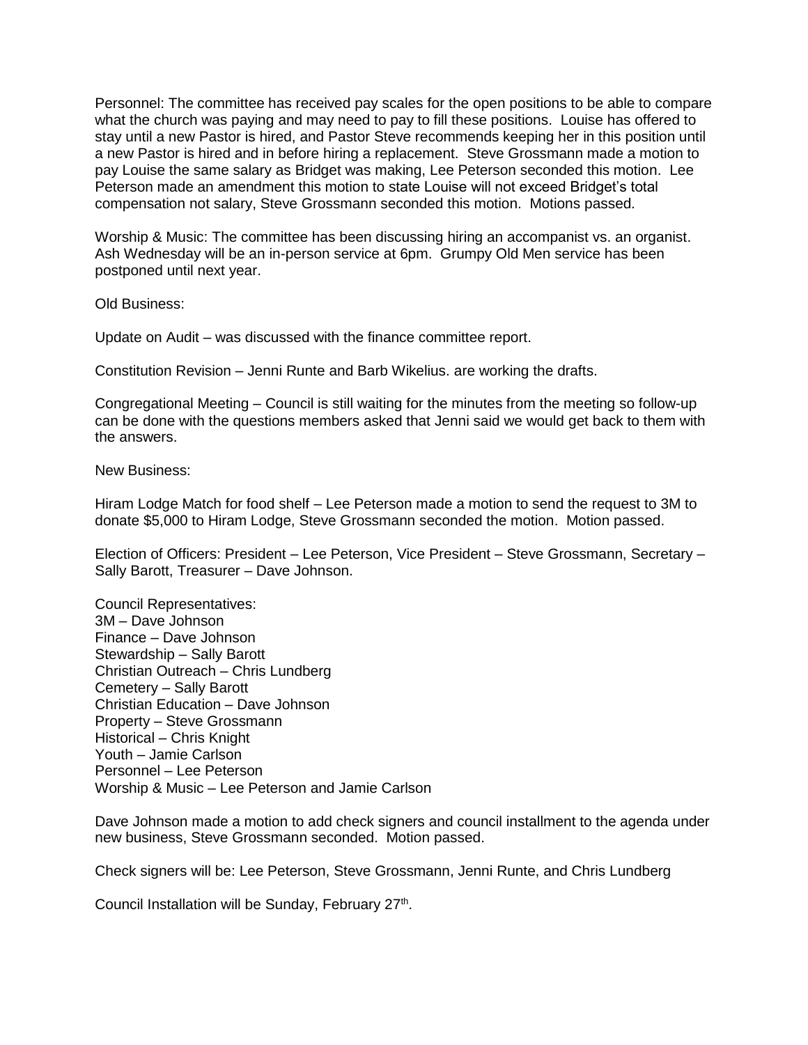Personnel: The committee has received pay scales for the open positions to be able to compare what the church was paying and may need to pay to fill these positions. Louise has offered to stay until a new Pastor is hired, and Pastor Steve recommends keeping her in this position until a new Pastor is hired and in before hiring a replacement. Steve Grossmann made a motion to pay Louise the same salary as Bridget was making, Lee Peterson seconded this motion. Lee Peterson made an amendment this motion to state Louise will not exceed Bridget's total compensation not salary, Steve Grossmann seconded this motion. Motions passed.

Worship & Music: The committee has been discussing hiring an accompanist vs. an organist. Ash Wednesday will be an in-person service at 6pm. Grumpy Old Men service has been postponed until next year.

Old Business:

Update on Audit – was discussed with the finance committee report.

Constitution Revision – Jenni Runte and Barb Wikelius. are working the drafts.

Congregational Meeting – Council is still waiting for the minutes from the meeting so follow-up can be done with the questions members asked that Jenni said we would get back to them with the answers.

New Business:

Hiram Lodge Match for food shelf – Lee Peterson made a motion to send the request to 3M to donate $5,000 to Hiram Lodge, Steve Grossmann seconded the motion. Motion passed.

Election of Officers: President – Lee Peterson, Vice President – Steve Grossmann, Secretary – Sally Barott, Treasurer – Dave Johnson.

Council Representatives:
3M – Dave Johnson
Finance – Dave Johnson
Stewardship – Sally Barott
Christian Outreach – Chris Lundberg
Cemetery – Sally Barott
Christian Education – Dave Johnson
Property – Steve Grossmann
Historical – Chris Knight
Youth – Jamie Carlson
Personnel – Lee Peterson
Worship & Music – Lee Peterson and Jamie Carlson

Dave Johnson made a motion to add check signers and council installment to the agenda under new business, Steve Grossmann seconded. Motion passed.

Check signers will be: Lee Peterson, Steve Grossmann, Jenni Runte, and Chris Lundberg

Council Installation will be Sunday, February 27th.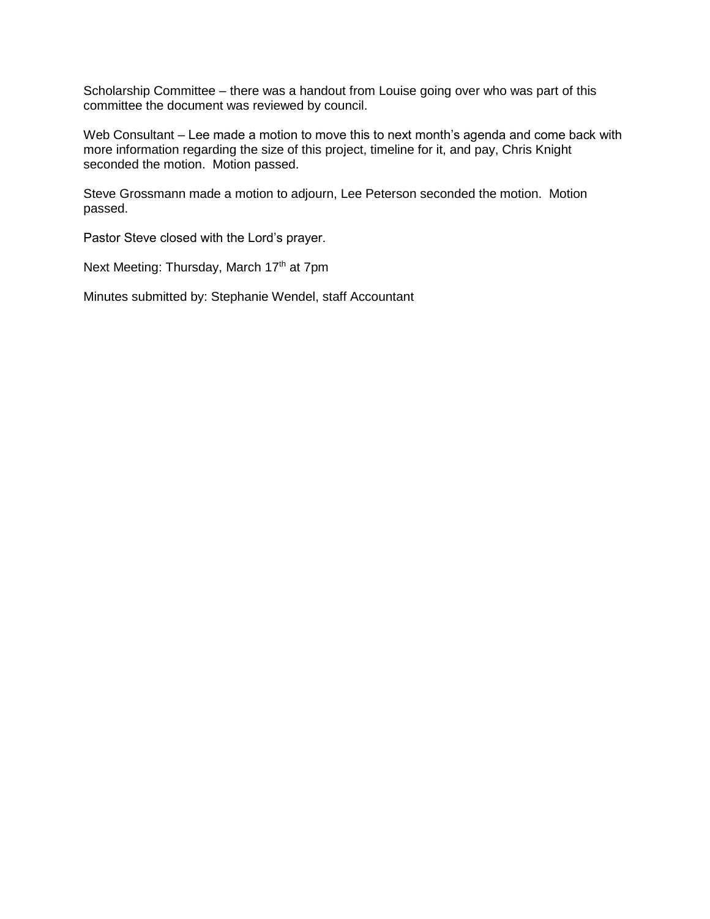Scholarship Committee – there was a handout from Louise going over who was part of this committee the document was reviewed by council.

Web Consultant – Lee made a motion to move this to next month's agenda and come back with more information regarding the size of this project, timeline for it, and pay, Chris Knight seconded the motion. Motion passed.

Steve Grossmann made a motion to adjourn, Lee Peterson seconded the motion. Motion passed.

Pastor Steve closed with the Lord's prayer.

Next Meeting: Thursday, March 17th at 7pm

Minutes submitted by: Stephanie Wendel, staff Accountant